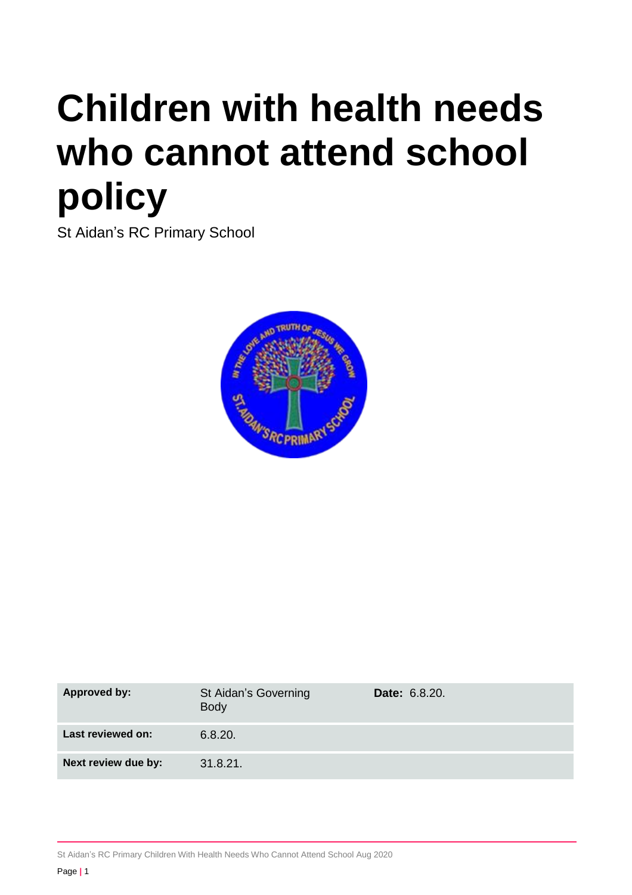# Children with health needs who cannot attend school policy

St Aidan's RC Primary School

| | | |
|---|---|---|
| **Approved by:** | St Aidan's Governing Body | **Date:** 6.8.20. |
| **Last reviewed on:** | 6.8.20. | |
| **Next review due by:** | 31.8.21. | |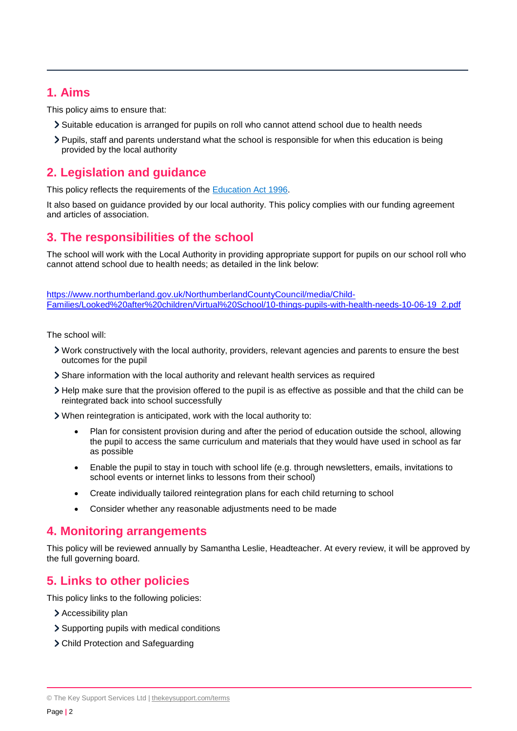## 1. Aims

This policy aims to ensure that:

- Suitable education is arranged for pupils on roll who cannot attend school due to health needs
- Pupils, staff and parents understand what the school is responsible for when this education is being provided by the local authority

## 2. Legislation and guidance

This policy reflects the requirements of the [Education Act 1996](#).

It also based on guidance provided by our local authority. This policy complies with our funding agreement and articles of association.

## 3. The responsibilities of the school

The school will work with the Local Authority in providing appropriate support for pupils on our school roll who cannot attend school due to health needs; as detailed in the link below:

https://www.northumberland.gov.uk/NorthumberlandCountyCouncil/media/Child-Families/Looked%20after%20children/Virtual%20School/10-things-pupils-with-health-needs-10-06-19_2.pdf

The school will:

- Work constructively with the local authority, providers, relevant agencies and parents to ensure the best outcomes for the pupil
- Share information with the local authority and relevant health services as required
- Help make sure that the provision offered to the pupil is as effective as possible and that the child can be reintegrated back into school successfully
- When reintegration is anticipated, work with the local authority to:
    - Plan for consistent provision during and after the period of education outside the school, allowing the pupil to access the same curriculum and materials that they would have used in school as far as possible
    - Enable the pupil to stay in touch with school life (e.g. through newsletters, emails, invitations to school events or internet links to lessons from their school)
    - Create individually tailored reintegration plans for each child returning to school
    - Consider whether any reasonable adjustments need to be made

## 4. Monitoring arrangements

This policy will be reviewed annually by Samantha Leslie, Headteacher. At every review, it will be approved by the full governing board.

## 5. Links to other policies

This policy links to the following policies:

- Accessibility plan
- Supporting pupils with medical conditions
- Child Protection and Safeguarding